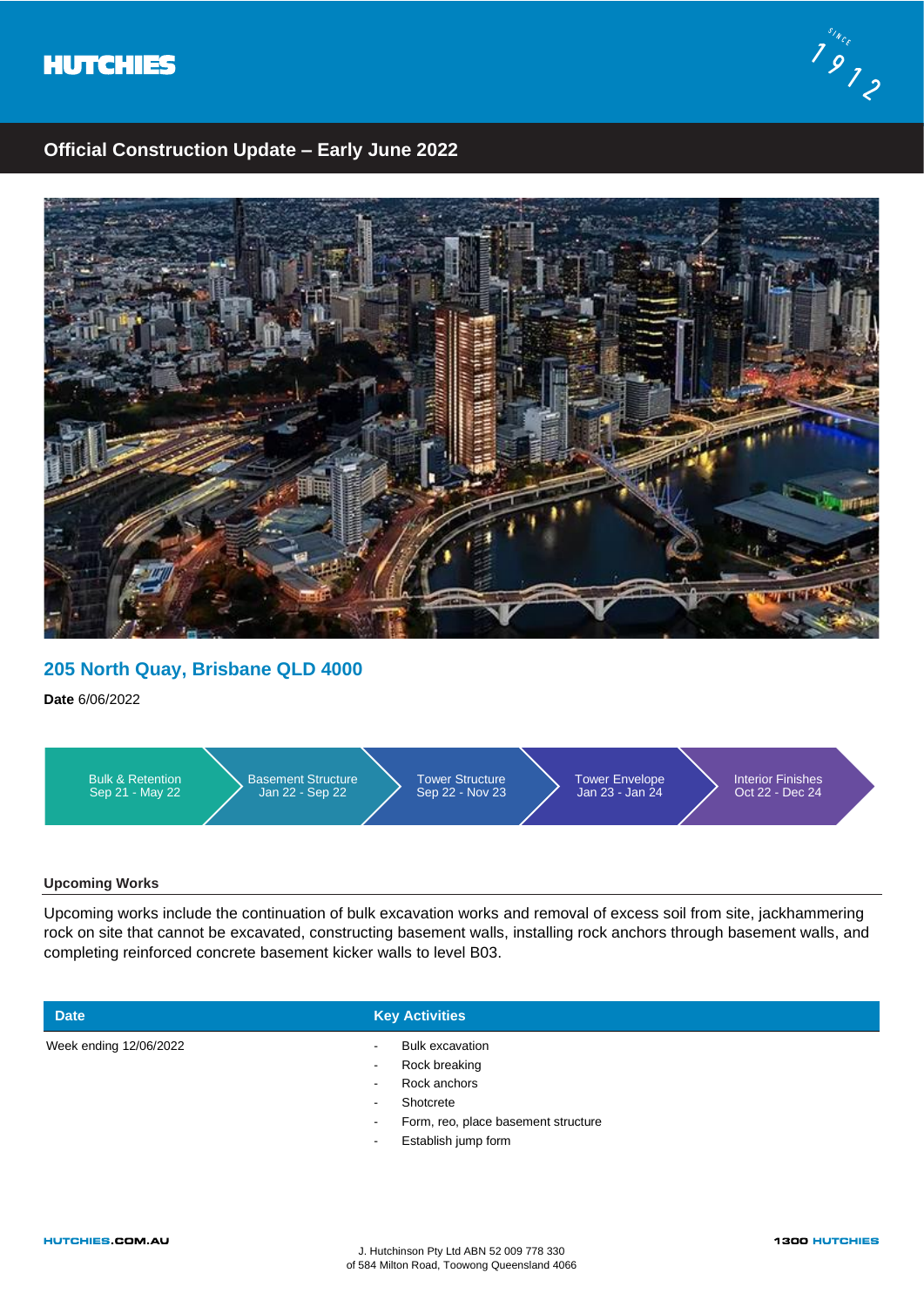HUTCHIES

Since 1912

## Official Construction Update – Early June 2022

## 205 North Quay, Brisbane QLD 4000

**Date** 6/06/2022

| Bulk & Retention | Basement Structure | Tower Structure | Tower Envelope | Interior Finishes |
|---|---|---|---|---|
| Sep 21 - May 22 | Jan 22 - Sep 22 | Sep 22 - Nov 23 | Jan 23 - Jan 24 | Oct 22 - Dec 24 |

### Upcoming Works

Upcoming works include the continuation of bulk excavation works and removal of excess soil from site, jackhammering rock on site that cannot be excavated, constructing basement walls, installing rock anchors through basement walls, and completing reinforced concrete basement kicker walls to level B03.

| Date | Key Activities |
|---|---|
| Week ending 12/06/2022 | - Bulk excavation<br>- Rock breaking<br>- Rock anchors<br>- Shotcrete<br>- Form, reo, place basement structure<br>- Establish jump form |

HUTCHIES.COM.AU

J. Hutchinson Pty Ltd ABN 52 009 778 330
of 584 Milton Road, Toowong Queensland 4066

1300 HUTCHIES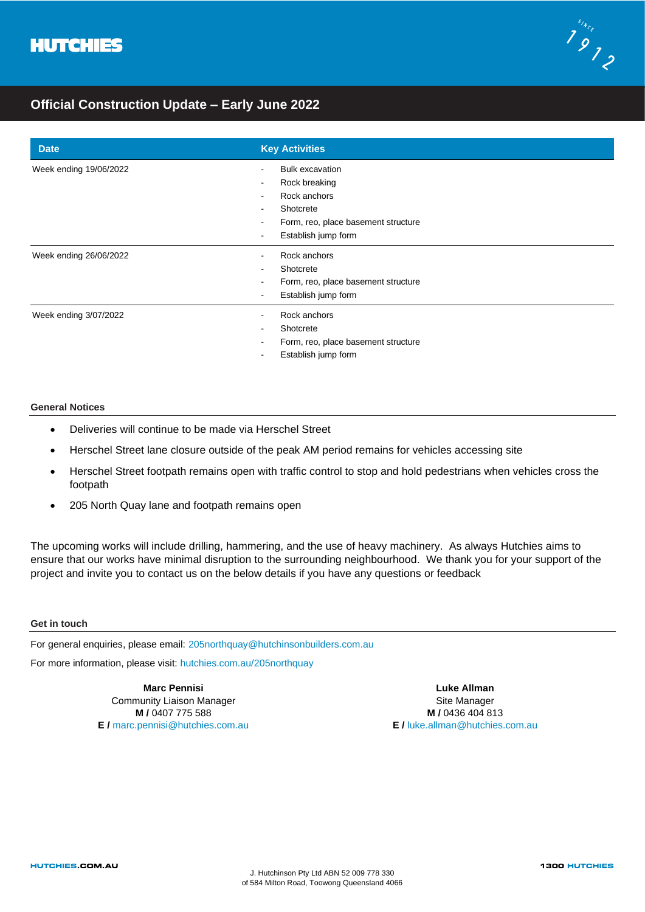HUTCHIES

## Official Construction Update – Early June 2022

| Date | Key Activities |
| --- | --- |
| Week ending 19/06/2022 | - Bulk excavation<br>- Rock breaking<br>- Rock anchors<br>- Shotcrete<br>- Form, reo, place basement structure<br>- Establish jump form |
| Week ending 26/06/2022 | - Rock anchors<br>- Shotcrete<br>- Form, reo, place basement structure<br>- Establish jump form |
| Week ending 3/07/2022 | - Rock anchors<br>- Shotcrete<br>- Form, reo, place basement structure<br>- Establish jump form |

### General Notices

- Deliveries will continue to be made via Herschel Street
- Herschel Street lane closure outside of the peak AM period remains for vehicles accessing site
- Herschel Street footpath remains open with traffic control to stop and hold pedestrians when vehicles cross the footpath
- 205 North Quay lane and footpath remains open

The upcoming works will include drilling, hammering, and the use of heavy machinery. As always Hutchies aims to ensure that our works have minimal disruption to the surrounding neighbourhood. We thank you for your support of the project and invite you to contact us on the below details if you have any questions or feedback

### Get in touch

For general enquiries, please email: 205northquay@hutchinsonbuilders.com.au

For more information, please visit: hutchies.com.au/205northquay

**Marc Pennisi**
Community Liaison Manager
**M /** 0407 775 588
**E /** marc.pennisi@hutchies.com.au

**Luke Allman**
Site Manager
**M /** 0436 404 813
**E /** luke.allman@hutchies.com.au

HUTCHIES.COM.AU

J. Hutchinson Pty Ltd ABN 52 009 778 330
of 584 Milton Road, Toowong Queensland 4066

1300 HUTCHIES